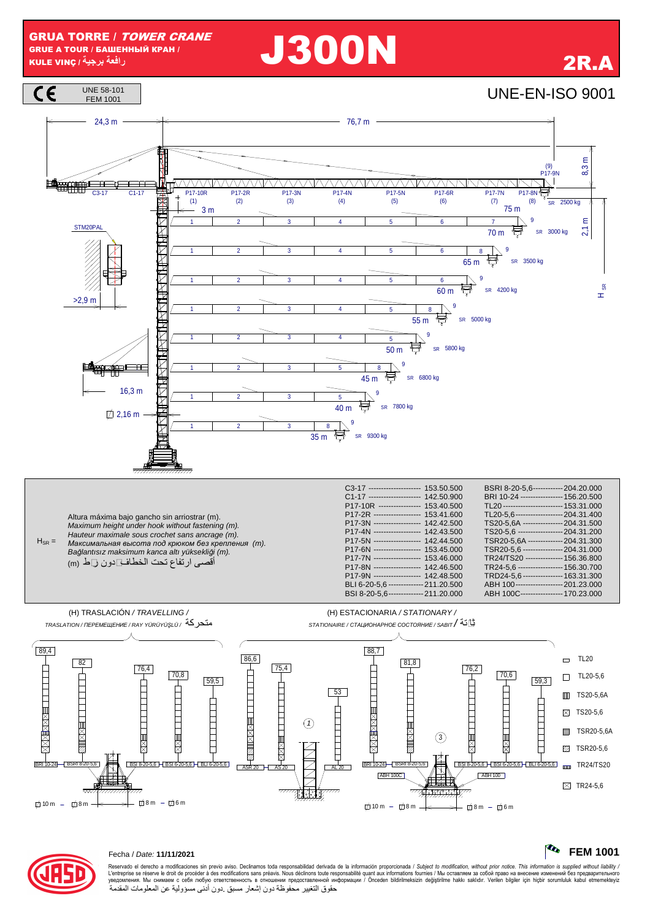# GRUA TORRE / *TOWER CRANE*

GRUE A TOUR / БАШЕННЫЙ КРАН /
KULE VINÇ / رافعة برجية

# J300N

## 2R.A

CE — UNE 58-101, FEM 1001

UNE-EN-ISO 9001

24,3 m — 76,7 m

C3-17, C1-17, P17-10R (1), P17-2R (2), P17-3N (3), P17-4N (4), P17-5N (5), P17-6R (6), P17-7N (7), P17-8N (8), (9) P17-9N

3 m; 8,3 m; 2,1 m; STM20PAL; >2,9 m; 16,3 m; 2,16 m; $H_{SR}$

| Jib | SR |
|---|---|
| 75 m | 2500 kg |
| 70 m | 3000 kg |
| 65 m | 3500 kg |
| 60 m | 4200 kg |
| 55 m | 5000 kg |
| 50 m | 5800 kg |
| 45 m | 6800 kg |
| 40 m | 7800 kg |
| 35 m | 9300 kg |

$H_{SR}$ =
Altura máxima bajo gancho sin arriostrar (m).
*Maximum height under hook without fastening (m).*
*Hauteur maximale sous crochet sans ancrage (m).*
*Максимальная высота под крюком без крепления (m).*
*Bağlantısız maksimum kanca altı yüksekliği (m).*
أقصى ارتفاع تحت الخطاف دون ربط (m)

| | |
|---|---|
| C3-17 | 153.50.500 |
| C1-17 | 142.50.900 |
| P17-10R | 153.40.500 |
| P17-2R | 153.41.600 |
| P17-3N | 142.42.500 |
| P17-4N | 142.43.500 |
| P17-5N | 142.44.500 |
| P17-6N | 153.45.000 |
| P17-7N | 153.46.000 |
| P17-8N | 142.46.500 |
| P17-9N | 142.48.500 |
| BLI 6-20-5,6 | 211.20.500 |
| BSI 8-20-5,6 | 211.20.000 |
| BSRI 8-20-5,6 | 204.20.000 |
| BRI 10-24 | 156.20.500 |
| TL20 | 153.31.000 |
| TL20-5,6 | 204.31.400 |
| TS20-5,6A | 204.31.500 |
| TS20-5,6 | 204.31.200 |
| TSR20-5,6A | 204.31.300 |
| TSR20-5,6 | 204.31.000 |
| TR24/TS20 | 156.36.800 |
| TR24-5,6 | 156.30.700 |
| TRD24-5,6 | 163.31.300 |
| ABH 100 | 201.23.000 |
| ABH 100C | 170.23.000 |

(H) TRASLACIÓN / *TRAVELLING* /
*TRASLATION / ПЕРЕМЕЩЕНИЕ / RAY YÜRÜYÜŞLÜ /* متحركة

89,4 — 82 — 76,4 — 70,8 — 59,5
BRI 10-24 — BSRI 8-20-5,6 — BSI 8-20-5,6 — BSI 6-20-5,6 — BLI 6-20-5,6
10 m — 8 m — 8 m — 6 m

86,6 — 75,4 — 53 (1)
ASR 20 — AS 20 — AL 20

(H) ESTACIONARIA / *STATIONARY* /
*STATIONAIRE / СТАЦИОНАРНОЕ СОСТОЯНИЕ / SABIT /* ثابتة

88,7 — 81,8 — 76,2 — 70,6 — 59,3 (3)
BRI 10-24 — BSRI 8-20-5,6 — BSI 8-20-5,6 — BSI 6-20-5,6 — BLI 6-20-5,6
ABH 100C — ABH 100
10 m — 8 m — 8 m — 6 m

TL20; TL20-5,6; TS20-5,6A; TS20-5,6; TSR20-5,6A; TSR20-5,6; TR24/TS20; TR24-5,6

Fecha / *Date:* **11/11/2021**

**FEM 1001**

Reservado el derecho a modificaciones sin previo aviso. Declinamos toda responsabilidad derivada de la información proporcionada / *Subject to modification, without prior notice. This information is supplied without liability /* L'entreprise se réserve le droit de procéder à des modifications sans préavis. Nous déclinons toute responsabilité quant aux informations fournies / Мы оставляем за собой право на внесение изменений без предварительного уведомления. Мы снимаем с себя любую ответственность в отношении предоставленной информации / Önceden bildirilmeksizin değiştirilme hakkı saklıdır. Verilen bilgiler için hiçbir sorumluluk kabul etmemekteyiz
حقوق التغيير محفوظة دون إشعار مسبق .دون أدنى مسؤولية عن المعلومات المقدمة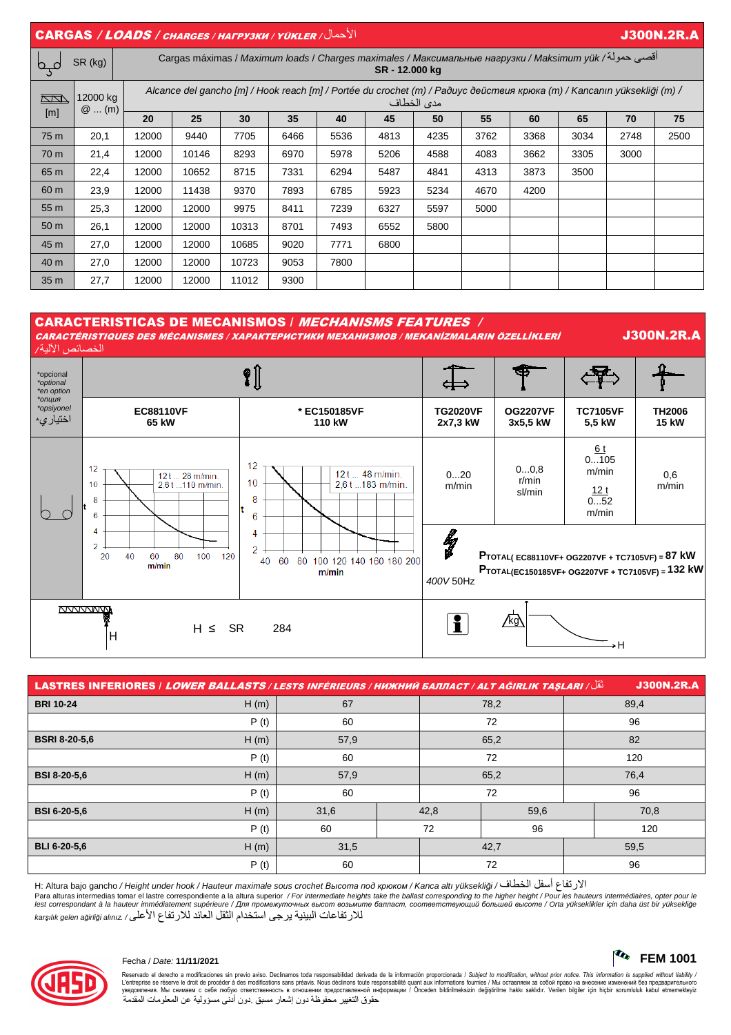## CARGAS / *LOADS* / *CHARGES / НАГРУЗКИ / YÜKLER* / الأحمال — J300N.2R.A

| SR (kg) | | Cargas máximas / *Maximum loads* / *Charges maximales* / *Максимальные нагрузки* / *Maksimum yük* / أقصى حمولة **SR - 12.000 kg** | | | | | | | | | | |
|---|---|---|---|---|---|---|---|---|---|---|---|---|
| [m] | 12000 kg @ ... (m) | Alcance del gancho [m] / *Hook reach [m]* / *Portée du crochet (m)* / *Радиус действия крюка (m)* / *Kancanın yüksekliği (m)* / مدى الخطاف | | | | | | | | | | |
| | | 20 | 25 | 30 | 35 | 40 | 45 | 50 | 55 | 60 | 65 | 70 | 75 |
| 75 m | 20,1 | 12000 | 9440 | 7705 | 6466 | 5536 | 4813 | 4235 | 3762 | 3368 | 3034 | 2748 | 2500 |
| 70 m | 21,4 | 12000 | 10146 | 8293 | 6970 | 5978 | 5206 | 4588 | 4083 | 3662 | 3305 | 3000 | |
| 65 m | 22,4 | 12000 | 10652 | 8715 | 7331 | 6294 | 5487 | 4841 | 4313 | 3873 | 3500 | | |
| 60 m | 23,9 | 12000 | 11438 | 9370 | 7893 | 6785 | 5923 | 5234 | 4670 | 4200 | | | |
| 55 m | 25,3 | 12000 | 12000 | 9975 | 8411 | 7239 | 6327 | 5597 | 5000 | | | | |
| 50 m | 26,1 | 12000 | 12000 | 10313 | 8701 | 7493 | 6552 | 5800 | | | | | |
| 45 m | 27,0 | 12000 | 12000 | 10685 | 9020 | 7771 | 6800 | | | | | | |
| 40 m | 27,0 | 12000 | 12000 | 10723 | 9053 | 7800 | | | | | | | |
| 35 m | 27,7 | 12000 | 12000 | 11012 | 9300 | | | | | | | | |

## CARACTERISTICAS DE MECANISMOS / *MECHANISMS FEATURES* / *CARACTÉRISTIQUES DES MÉCANISMES / ХАРАКТЕРИСТИКИ МЕХАНИЗМОВ / MEKANİZMALARIN ÖZELLİKLERİ* / الخصائص الآلية — J300N.2R.A

| *opcional *optional *en option *опция *opsiyonel *اختياري | EC88110VF 65 kW | * EC150185VF 110 kW | TG2020VF 2x7,3 kW | OG2207VF 3x5,5 kW | TC7105VF 5,5 kW | TH2006 15 kW |
|---|---|---|---|---|---|---|
| | 12 t ... 28 m/min. 2,6 t ...110 m/min. | 12 t ... 48 m/min. 2,6 t ...183 m/min. | 0...20 m/min | 0...0,8 r/min sl/min | 6 t 0...105 m/min; 12 t 0...52 m/min | 0,6 m/min |
| | | | 400V 50Hz | $P_{TOTAL}$(EC88110VF+ OG2207VF + TC7105VF) = **87 kW**; $P_{TOTAL}$(EC150185VF+ OG2207VF + TC7105VF) = **132 kW** | | |
| H ≤ SR 284 | | | | | | |

## LASTRES INFERIORES / *LOWER BALLASTS* / *LESTS INFÉRIEURS / НИЖНИЙ БАЛЛАСТ / ALT AĞIRLIK TAŞLARI* / ثقل — J300N.2R.A

| | | | | | |
|---|---|---|---|---|---|
| **BRI 10-24** | H (m) | 67 | | 78,2 | 89,4 |
| | P (t) | 60 | | 72 | 96 |
| **BSRI 8-20-5,6** | H (m) | 57,9 | | 65,2 | 82 |
| | P (t) | 60 | | 72 | 120 |
| **BSI 8-20-5,6** | H (m) | 57,9 | | 65,2 | 76,4 |
| | P (t) | 60 | | 72 | 96 |
| **BSI 6-20-5,6** | H (m) | 31,6 | 42,8 | 59,6 | 70,8 |
| | P (t) | 60 | 72 | 96 | 120 |
| **BLI 6-20-5,6** | H (m) | 31,5 | | 42,7 | 59,5 |
| | P (t) | 60 | | 72 | 96 |

H: Altura bajo gancho / *Height under hook* / *Hauteur maximale sous crochet* *Высота под крюком* / *Kanca altı yüksekliği* / الارتفاع أسفل الخطاف
Para alturas intermedias tomar el lastre correspondiente a la altura superior / *For intermediate heights take the ballast corresponding to the higher height* / *Pour les hauteurs intermédiaires, opter pour le lest correspondant à la hauteur immédiatement supérieure* / *Для промежуточных высот возьмите балласт, соответствующий большей высоте* / *Orta yükseklikler için daha üst bir yükseklige karşılık gelen ağirliği alınız.* / للارتفاعات البينية يرجى استخدام الثقل العائد للارتفاع الأعلى

Fecha / *Date:* **11/11/2021**

**FEM 1001**

Reservado el derecho a modificaciones sin previo aviso. Declinamos toda responsabilidad derivada de la información proporcionada / *Subject to modification, without prior notice. This information is supplied without liability* / L'entreprise se réserve le droit de procéder à des modifications sans préavis. Nous déclinons toute responsabilité quant aux informations fournies / Мы оставляем за собой право на внесение изменений без предварительного уведомления. Мы снимаем с себя любую ответственность относительно предоставленной информации / Önceden bildirilmeksizin değiştirilme hakkı saklıdır. Verilen bilgiler için hiçbir sorumluluk kabul etmemekteyiz
حقوق التغيير محفوظة دون إشعار مسبق .دون أدنى مسؤولية عن المعلومات المقدمة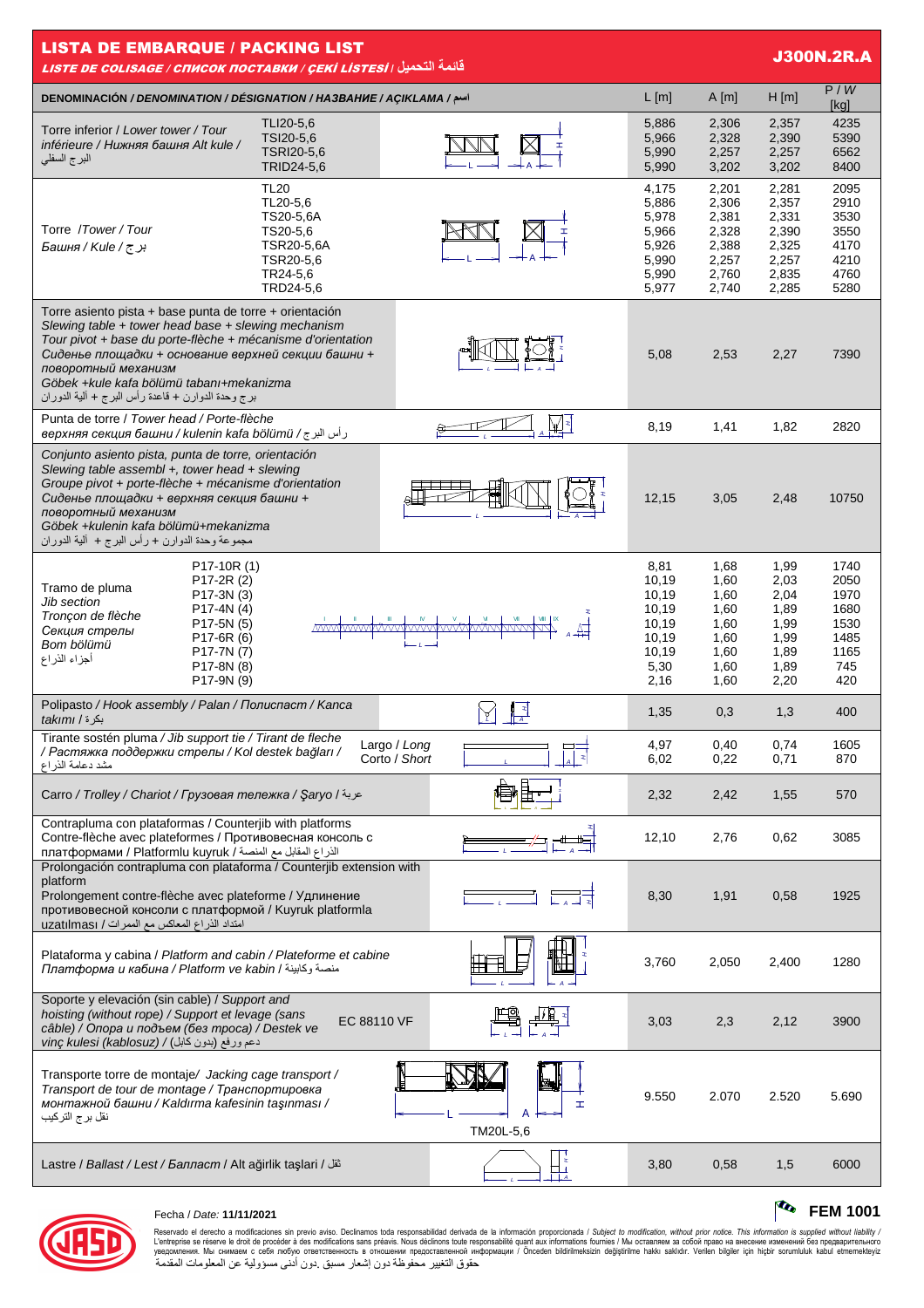# LISTA DE EMBARQUE / PACKING LIST

*LISTE DE COLISAGE / СПИСОК ПОСТАВКИ / ÇEKİ LİSTESİ / قائمة التحميل*

**J300N.2R.A**

| DENOMINACIÓN / *DENOMINATION / DÉSIGNATION / НАЗВАНИЕ / AÇIKLAMA / اسم* | | L [m] | A [m] | H [m] | P / *W* [kg] |
|---|---|---|---|---|---|
| Torre inferior / *Lower tower / Tour inférieure / Нижняя башня Alt kule / البرج السفلي* | TLI20-5,6<br>TSI20-5,6<br>TSRI20-5,6<br>TRID24-5,6 | 5,886<br>5,966<br>5,990<br>5,990 | 2,306<br>2,328<br>2,257<br>3,202 | 2,357<br>2,390<br>2,257<br>3,202 | 4235<br>5390<br>6562<br>8400 |
| Torre /*Tower / Tour Башня / Kule / برج* | TL20<br>TL20-5,6<br>TS20-5,6A<br>TS20-5,6<br>TSR20-5,6A<br>TSR20-5,6<br>TR24-5,6<br>TRD24-5,6 | 4,175<br>5,886<br>5,978<br>5,966<br>5,926<br>5,990<br>5,990<br>5,977 | 2,201<br>2,306<br>2,381<br>2,328<br>2,388<br>2,257<br>2,760<br>2,740 | 2,281<br>2,357<br>2,331<br>2,390<br>2,325<br>2,257<br>2,835<br>2,285 | 2095<br>2910<br>3530<br>3550<br>4170<br>4210<br>4760<br>5280 |
| Torre asiento pista + base punta de torre + orientación<br>*Slewing table + tower head base + slewing mechanism*<br>*Tour pivot + base du porte-flèche + mécanisme d'orientation*<br>*Сиденье площадки + основание верхней секции башни + поворотный механизм*<br>*Göbek +kule kafa bölümü tabanı+mekanizma*<br>برج وحدة الدوارن + قاعدة رأس البرج + آلية الدوران | | 5,08 | 2,53 | 2,27 | 7390 |
| Punta de torre / *Tower head / Porte-flèche верхняя секция башни / kulenin kafa bölümü / رأس البرج* | | 8,19 | 1,41 | 1,82 | 2820 |
| *Conjunto asiento pista, punta de torre, orientación*<br>*Slewing table assembl +, tower head + slewing*<br>*Groupe pivot + porte-flèche + mécanisme d'orientation*<br>*Сиденье площадки + верхняя секция башни + поворотный механизм*<br>*Göbek +kulenin kafa bölümü+mekanizma*<br>مجموعة وحدة الدوارن + رأس البرج + آلية الدوران | | 12,15 | 3,05 | 2,48 | 10750 |
| Tramo de pluma<br>*Jib section*<br>*Tronçon de flèche*<br>*Секция стрелы*<br>*Bom bölümü*<br>أجزاء الذراع | P17-10R (1)<br>P17-2R (2)<br>P17-3N (3)<br>P17-4N (4)<br>P17-5N (5)<br>P17-6R (6)<br>P17-7N (7)<br>P17-8N (8)<br>P17-9N (9) | 8,81<br>10,19<br>10,19<br>10,19<br>10,19<br>10,19<br>10,19<br>5,30<br>2,16 | 1,68<br>1,60<br>1,60<br>1,60<br>1,60<br>1,60<br>1,60<br>1,60<br>1,60 | 1,99<br>2,03<br>2,04<br>1,89<br>1,99<br>1,99<br>1,89<br>1,89<br>2,20 | 1740<br>2050<br>1970<br>1680<br>1530<br>1485<br>1165<br>745<br>420 |
| Polipasto / *Hook assembly / Palan / Полиспаст / Kanca takımı / بكرة* | | 1,35 | 0,3 | 1,3 | 400 |
| Tirante sostén pluma / *Jib support tie / Tirant de fleche / Растяжка поддержки стрелы / Kol destek bağları / مشد دعامة الذراع* | Largo / *Long*<br>Corto / *Short* | 4,97<br>6,02 | 0,40<br>0,22 | 0,74<br>0,71 | 1605<br>870 |
| Carro / *Trolley / Chariot / Грузовая тележка / Şaryo / عربة* | | 2,32 | 2,42 | 1,55 | 570 |
| Contrapluma con plataformas / Counterjib with platforms<br>Contre-flèche avec plateformes / Противовесная консоль с платформами / Platformlu kuyruk / الذراع المقابل مع المنصة | | 12,10 | 2,76 | 0,62 | 3085 |
| Prolongación contrapluma con plataforma / Counterjib extension with platform<br>Prolongement contre-flèche avec plateforme / Удлинение противовесной консоли с платформой / Kuyruk platformla uzatılması / امتداد الذراع المعاكس مع الممرات | | 8,30 | 1,91 | 0,58 | 1925 |
| Plataforma y cabina / *Platform and cabin / Plateforme et cabine Платформа и кабина / Platform ve kabin / منصة وكابينة* | | 3,760 | 2,050 | 2,400 | 1280 |
| Soporte y elevación (sin cable) / *Support and hoisting (without rope) / Support et levage (sans câble) / Опора и подъем (без троса) / Destek ve vinç kulesi (kablosuz) / دعم ورفع (بدون كابل)* | EC 88110 VF | 3,03 | 2,3 | 2,12 | 3900 |
| Transporte torre de montaje/ *Jacking cage transport / Transport de tour de montage / Транспортировка монтажной башни / Kaldırma kafesinin taşınması / نقل برج التركيب* | TM20L-5,6 | 9.550 | 2.070 | 2.520 | 5.690 |
| Lastre / *Ballast / Lest / Балласт* / Alt ağirlik taşlari / ثقل | | 3,80 | 0,58 | 1,5 | 6000 |

Fecha / *Date:* **11/11/2021**

**FEM 1001**

Reservado el derecho a modificaciones sin previo aviso. Declinamos toda responsabilidad derivada de la información proporcionada / *Subject to modification, without prior notice. This information is supplied without liability /* L'entreprise se réserve le droit de procéder à des modifications sans préavis. Nous déclinons toute responsabilité quant aux informations fournies / Мы оставляем за собой право на внесение изменений без предварительного уведомления. Мы снимаем с себя любую ответственность в отношении предоставленной информации / Önceden bildirilmeksizin değiştirilme hakkı saklıdır. Verilen bilgiler için hiçbir sorumluluk kabul etmemekteyiz
حقوق التغيير محفوظة دون إشعار مسبق .دون أدنى مسؤولية عن المعلومات المقدمة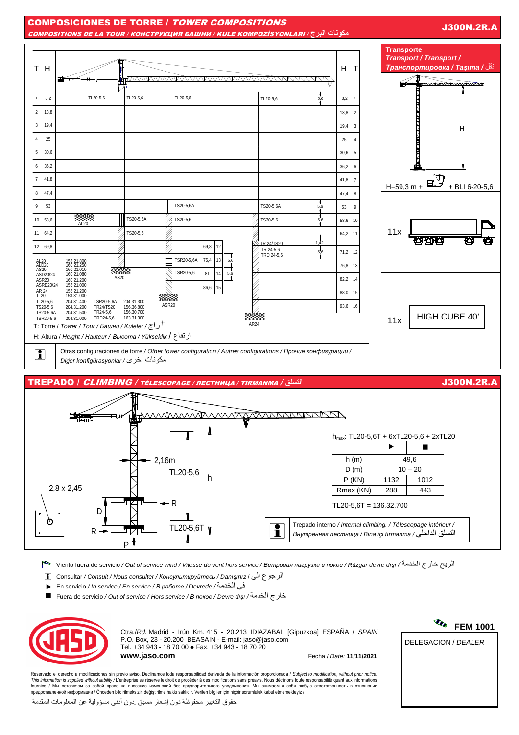## COMPOSICIONES DE TORRE / *TOWER COMPOSITIONS*

*COMPOSITIONS DE LA TOUR / КОНСТРУКЦИЯ БАШНИ / KULE KOMPOZİSYONLARI /* مكونات البرج

**J300N.2R.A**

| T | H | | | | | H | T |
|---|---|---|---|---|---|---|---|
| 1 | 8,2 | TL20-5,6 | TL20-5,6 | TL20-5,6 | TL20-5,6 5,6 | 8,2 | 1 |
| 2 | 13,8 | | | | | 13,8 | 2 |
| 3 | 19,4 | | | | | 19,4 | 3 |
| 4 | 25 | | | | | 25 | 4 |
| 5 | 30,6 | | | | | 30,6 | 5 |
| 6 | 36,2 | | | | | 36,2 | 6 |
| 7 | 41,8 | | | | | 41,8 | 7 |
| 8 | 47,4 | | | | | 47,4 | 8 |
| 9 | 53 | | | TS20-5,6A | TS20-5,6A 5,6 | 53 | 9 |
| 10 | 58,6 | AL20 | TS20-5,6A | TS20-5,6 | TS20-5,6 5,6 | 58,6 | 10 |
| 11 | 64,2 | | TS20-5,6 | | | 64,2 | 11 |
| 12 | 69,8 | | | 69,8 12 | TR 24/TS20 1,42; TR 24-5,6; TRD 24-5,6 5,6 | 71,2 | 12 |
| | | | | TSR20-5,6A 75,4 13 5,6 | | 76,8 | 13 |
| | | | AS20 | TSR20-5,6 81 14 5,6 | | 82,2 | 14 |
| | | | | 86,6 15 | | 88,0 | 15 |
| | | | | ASR20 | | 93,6 | 16 |
| | | | | | AR24 | | |

| | |
|---|---|
| AL20 | 153.21.800 |
| ALD20 | 160.21.250 |
| AS20 | 160.21.010 |
| ASD20/24 | 160.21.080 |
| ASR20 | 160.21.200 |
| ASRD20/24 | 156.21.000 |
| AR 24 | 156.21.200 |
| TL20 | 153.31.000 |
| TL20-5,6 | 204.31.400 |
| TS20-5,6 | 204.31.200 |
| TS20-5,6A | 204.31.500 |
| TSR20-5,6 | 204.31.000 |
| TSR20-5,6A | 204.31.300 |
| TR24/TS20 | 156.36.800 |
| TR24-5,6 | 156.30.700 |
| TRD24-5,6 | 163.31.300 |

T: Torre / *Tower / Tour / Башни / Kuleler /* أبراج

H: Altura / *Height / Hauteur / Высота / Yükseklik /* ارتفاع

Otras configuraciones de torre / *Other tower configuration / Autres configurations / Прочие конфигурации / Diğer konfigürasyonlar /* مكونات أخرى

### Transporte

*Transport / Transport / Транспортировка / Taşıma /* نقل

H

H=59,3 m + + BLI 6-20-5,6

11x

11x HIGH CUBE 40'

## TREPADO / *CLIMBING / TÉLESCOPAGE / ЛЕСТНИЦА / TIRMANMA /* التسلق

**J300N.2R.A**

2,16m

TL20-5,6

h

2,8 x 2,45

R

D

R

TL20-5,6T

P

$h_{max}$: TL20-5,6T + 6xTL20-5,6 + 2xTL20

| | ▶ | ■ |
|---|---|---|
| h (m) | 49,6 | |
| D (m) | 10 – 20 | |
| P (KN) | 1132 | 1012 |
| Rmax (KN) | 288 | 443 |

TL20-5,6T = 136.32.700

Trepado interno / *Internal climbing. / Télescopage intérieur / Внутренняя лестница / Bina içi tırmanma /* التسلق الداخلي

Viento fuera de servicio / *Out of service wind / Vitesse du vent hors service / Ветровая нагрузка в покое / Rüzgar devre dışı /* الريح خارج الخدمة

Consultar / *Consult / Nous consulter / Консультируйтесь / Danışınız /* الرجوع إلى

▶ En servicio / *In service / En service / В работе / Devrede /* في الخدمة

■ Fuera de servicio / *Out of service / Hors service / В покое / Devre dışı /* خارج الخدمة

Ctra./*Rd.* Madrid - Irún Km. 415 - 20.213 IDIAZABAL [Gipuzkoa] ESPAÑA / *SPAIN*
P.O. Box, 23 - 20.200 BEASAIN - E-mail: jaso@jaso.com
Tel. +34 943 - 18 70 00 • Fax. +34 943 - 18 70 20
**www.jaso.com**

Fecha / *Date:* **11/11/2021**

**FEM 1001**

DELEGACION / *DEALER*

Reservado el derecho a modificaciones sin previo aviso. Declinamos toda responsabilidad derivada de la información proporcionada / *Subject to modification, without prior notice. This information is supplied without liability* / L'entreprise se réserve le droit de procéder à des modifications sans préavis. Nous déclinons toute responsabilité quant aux informations fournies / Мы оставляем за собой право на внесение изменений без предварительного уведомления. Мы снимаем с себя любую ответственность в отношении предоставленной информации / Önceden bildirilmeksizin değiştirilme hakkı saklıdır. Verilen bilgiler için hiçbir sorumluluk kabul etmemekteyiz /

حقوق التغيير محفوظة دون إشعار مسبق .دون أدنى مسؤولية عن المعلومات المقدمة